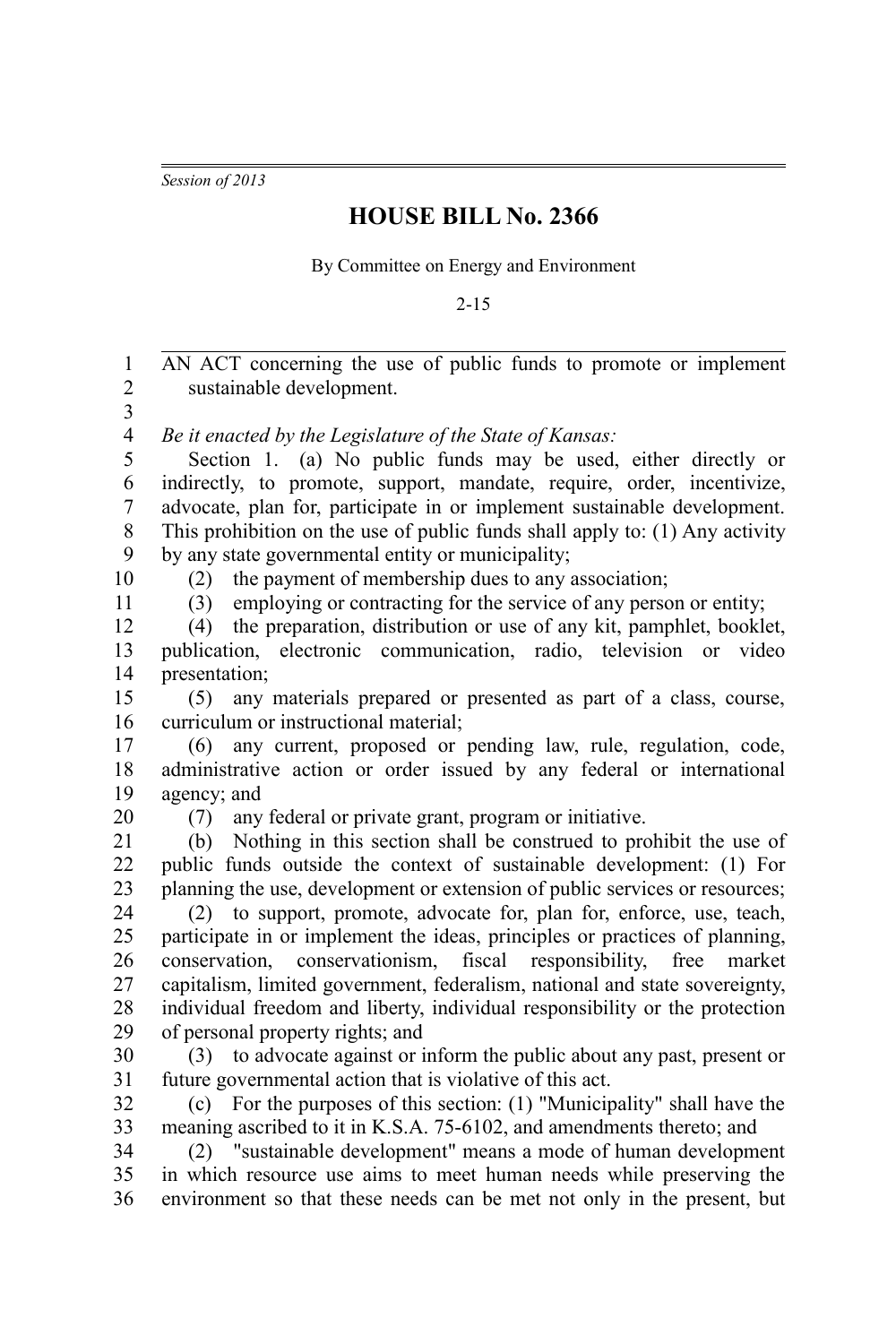*Session of 2013*

# HOUSE BILL No. 2366

By Committee on Energy and Environment

2-15

AN ACT concerning the use of public funds to promote or implement sustainable development.

*Be it enacted by the Legislature of the State of Kansas:*

Section 1. (a) No public funds may be used, either directly or indirectly, to promote, support, mandate, require, order, incentivize, advocate, plan for, participate in or implement sustainable development. This prohibition on the use of public funds shall apply to: (1) Any activity by any state governmental entity or municipality;

(2) the payment of membership dues to any association;

(3) employing or contracting for the service of any person or entity;

(4) the preparation, distribution or use of any kit, pamphlet, booklet, publication, electronic communication, radio, television or video presentation;

(5) any materials prepared or presented as part of a class, course, curriculum or instructional material;

(6) any current, proposed or pending law, rule, regulation, code, administrative action or order issued by any federal or international agency; and

(7) any federal or private grant, program or initiative.

(b) Nothing in this section shall be construed to prohibit the use of public funds outside the context of sustainable development: (1) For planning the use, development or extension of public services or resources;

(2) to support, promote, advocate for, plan for, enforce, use, teach, participate in or implement the ideas, principles or practices of planning, conservation, conservationism, fiscal responsibility, free market capitalism, limited government, federalism, national and state sovereignty, individual freedom and liberty, individual responsibility or the protection of personal property rights; and

(3) to advocate against or inform the public about any past, present or future governmental action that is violative of this act.

(c) For the purposes of this section: (1) "Municipality" shall have the meaning ascribed to it in K.S.A. 75-6102, and amendments thereto; and

(2) "sustainable development" means a mode of human development in which resource use aims to meet human needs while preserving the environment so that these needs can be met not only in the present, but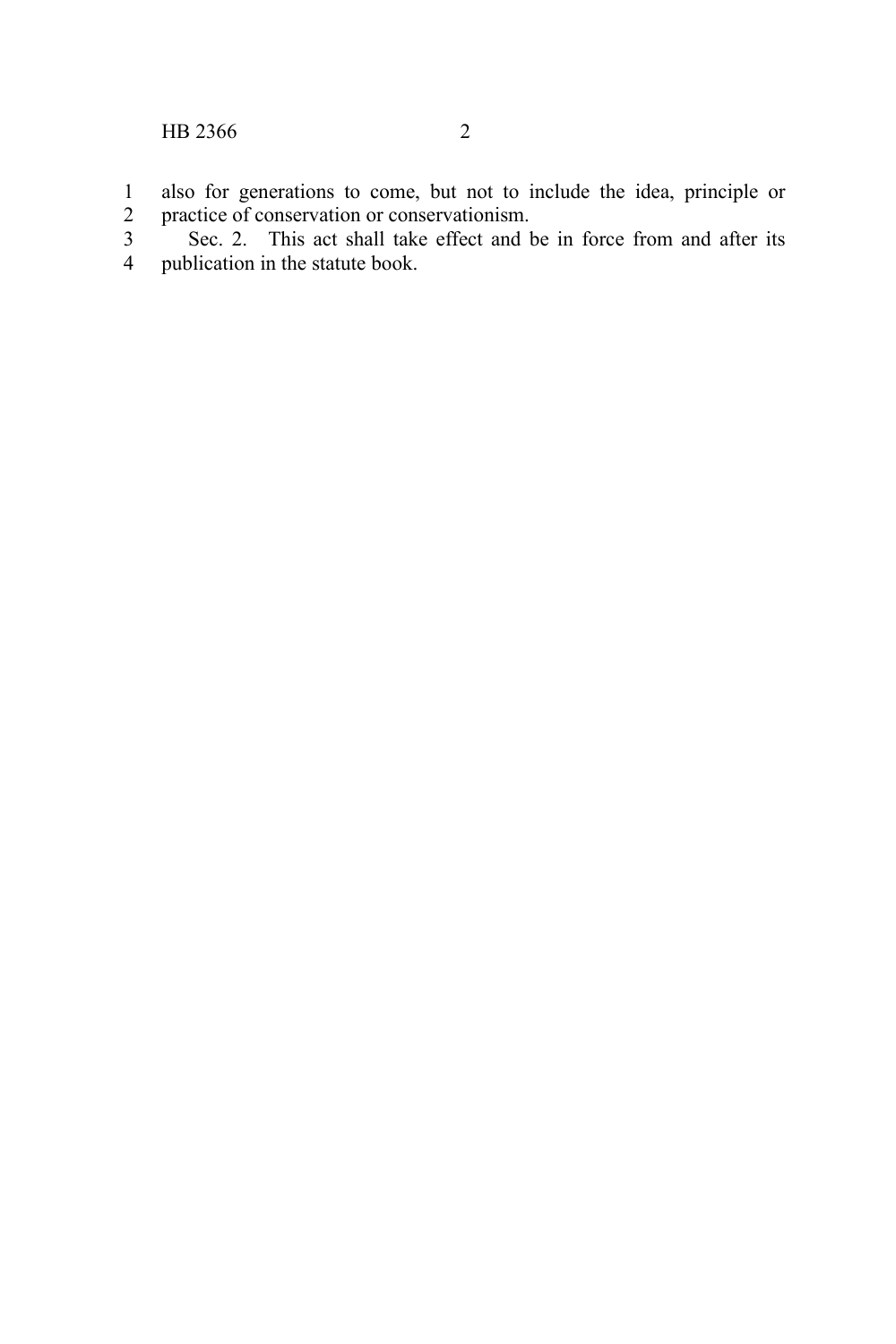also for generations to come, but not to include the idea, principle or practice of conservation or conservationism.

Sec. 2. This act shall take effect and be in force from and after its publication in the statute book.